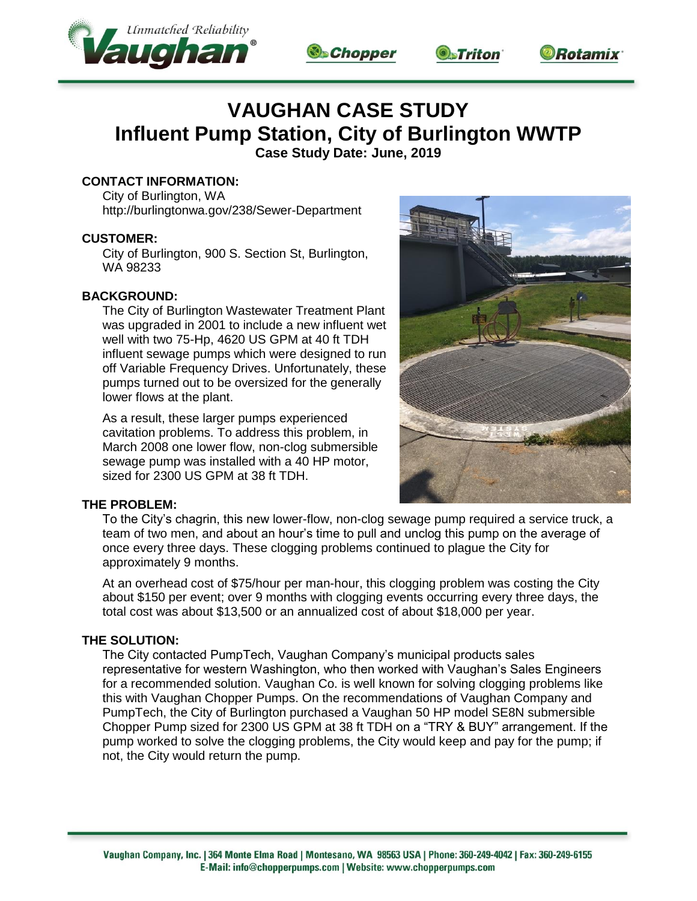# VAUGHAN CASE STUDY

## Influent Pump Station, City of Burlington WWTP

**Case Study Date: June, 2019**

### CONTACT INFORMATION:

City of Burlington, WA
http://burlingtonwa.gov/238/Sewer-Department

### CUSTOMER:

City of Burlington, 900 S. Section St, Burlington, WA 98233

### BACKGROUND:

The City of Burlington Wastewater Treatment Plant was upgraded in 2001 to include a new influent wet well with two 75-Hp, 4620 US GPM at 40 ft TDH influent sewage pumps which were designed to run off Variable Frequency Drives. Unfortunately, these pumps turned out to be oversized for the generally lower flows at the plant.

As a result, these larger pumps experienced cavitation problems. To address this problem, in March 2008 one lower flow, non-clog submersible sewage pump was installed with a 40 HP motor, sized for 2300 US GPM at 38 ft TDH.

### THE PROBLEM:

To the City's chagrin, this new lower-flow, non-clog sewage pump required a service truck, a team of two men, and about an hour's time to pull and unclog this pump on the average of once every three days. These clogging problems continued to plague the City for approximately 9 months.

At an overhead cost of $75/hour per man-hour, this clogging problem was costing the City about $150 per event; over 9 months with clogging events occurring every three days, the total cost was about $13,500 or an annualized cost of about $18,000 per year.

### THE SOLUTION:

The City contacted PumpTech, Vaughan Company's municipal products sales representative for western Washington, who then worked with Vaughan's Sales Engineers for a recommended solution. Vaughan Co. is well known for solving clogging problems like this with Vaughan Chopper Pumps. On the recommendations of Vaughan Company and PumpTech, the City of Burlington purchased a Vaughan 50 HP model SE8N submersible Chopper Pump sized for 2300 US GPM at 38 ft TDH on a "TRY & BUY" arrangement. If the pump worked to solve the clogging problems, the City would keep and pay for the pump; if not, the City would return the pump.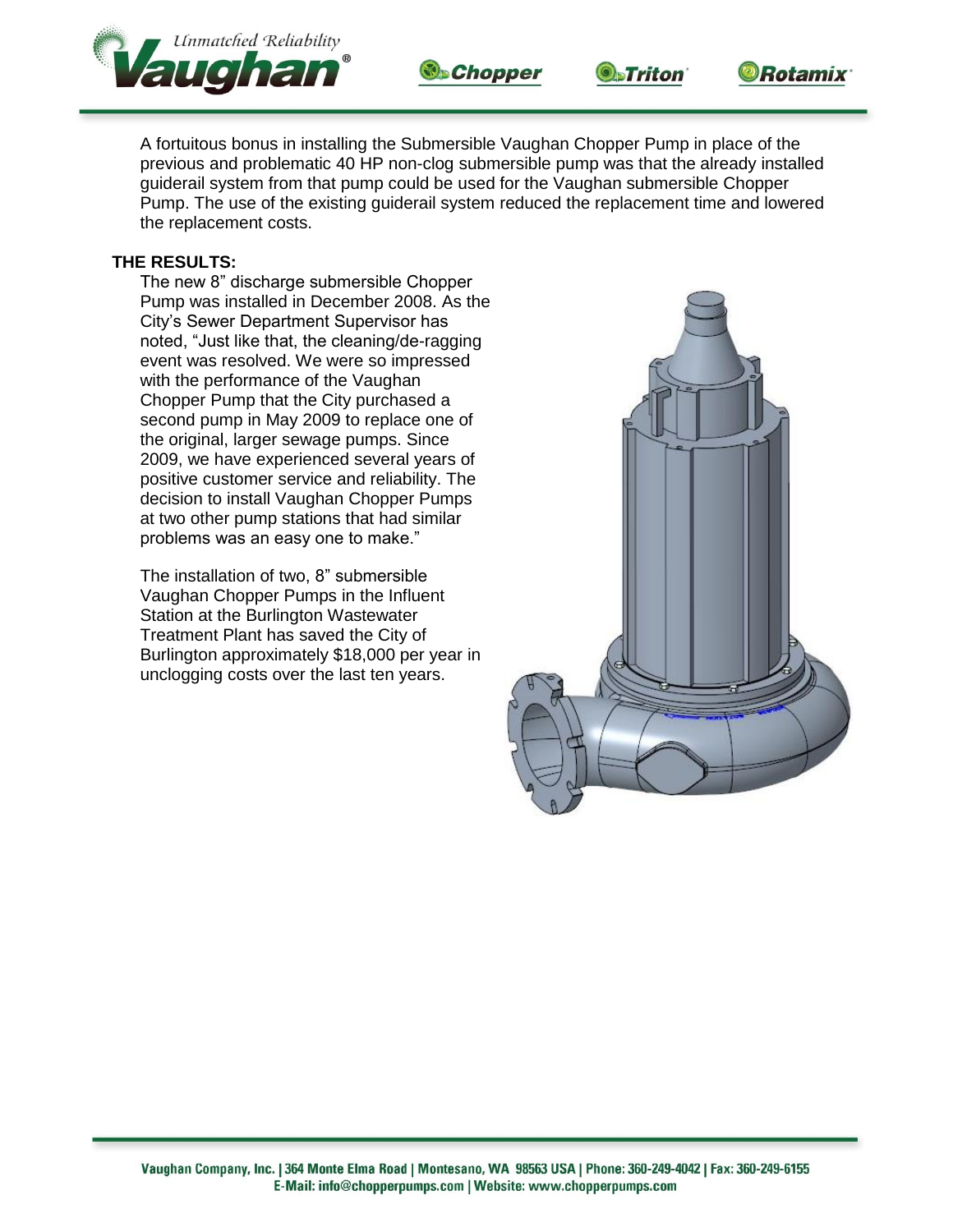A fortuitous bonus in installing the Submersible Vaughan Chopper Pump in place of the previous and problematic 40 HP non-clog submersible pump was that the already installed guiderail system from that pump could be used for the Vaughan submersible Chopper Pump. The use of the existing guiderail system reduced the replacement time and lowered the replacement costs.

**THE RESULTS:**

The new 8" discharge submersible Chopper Pump was installed in December 2008. As the City's Sewer Department Supervisor has noted, "Just like that, the cleaning/de-ragging event was resolved. We were so impressed with the performance of the Vaughan Chopper Pump that the City purchased a second pump in May 2009 to replace one of the original, larger sewage pumps. Since 2009, we have experienced several years of positive customer service and reliability. The decision to install Vaughan Chopper Pumps at two other pump stations that had similar problems was an easy one to make."

The installation of two, 8" submersible Vaughan Chopper Pumps in the Influent Station at the Burlington Wastewater Treatment Plant has saved the City of Burlington approximately $18,000 per year in unclogging costs over the last ten years.